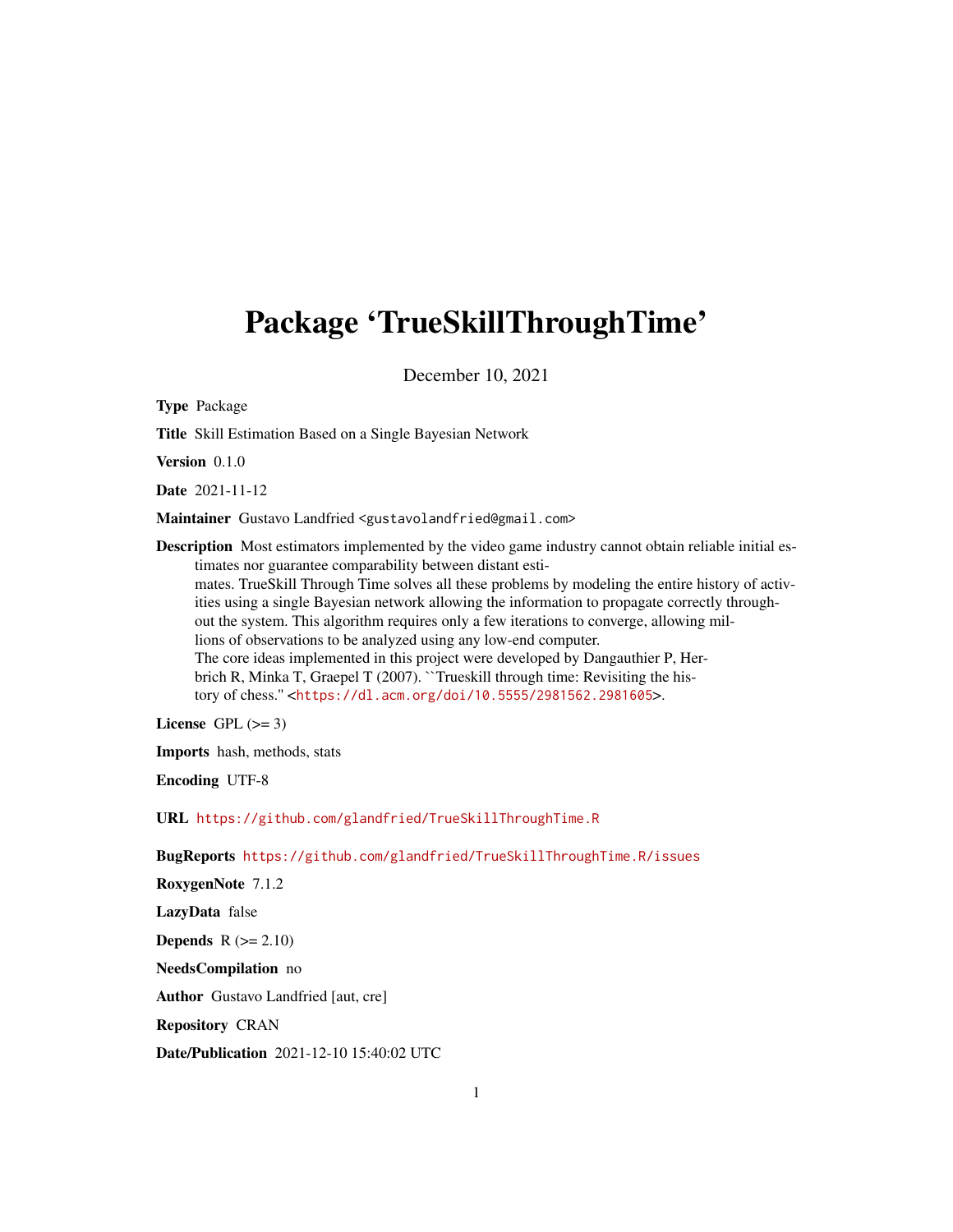# Package 'TrueSkillThroughTime'

December 10, 2021

**Type** Package

**Title** Skill Estimation Based on a Single Bayesian Network

**Version** 0.1.0

**Date** 2021-11-12

**Maintainer** Gustavo Landfried <gustavolandfried@gmail.com>

**Description** Most estimators implemented by the video game industry cannot obtain reliable initial estimates nor guarantee comparability between distant estimates. TrueSkill Through Time solves all these problems by modeling the entire history of activities using a single Bayesian network allowing the information to propagate correctly throughout the system. This algorithm requires only a few iterations to converge, allowing millions of observations to be analyzed using any low-end computer.
The core ideas implemented in this project were developed by Dangauthier P, Herbrich R, Minka T, Graepel T (2007). ``Trueskill through time: Revisiting the history of chess.'' <https://dl.acm.org/doi/10.5555/2981562.2981605>.

**License** GPL (>= 3)

**Imports** hash, methods, stats

**Encoding** UTF-8

**URL** https://github.com/glandfried/TrueSkillThroughTime.R

**BugReports** https://github.com/glandfried/TrueSkillThroughTime.R/issues

**RoxygenNote** 7.1.2

**LazyData** false

**Depends** R (>= 2.10)

**NeedsCompilation** no

**Author** Gustavo Landfried [aut, cre]

**Repository** CRAN

**Date/Publication** 2021-12-10 15:40:02 UTC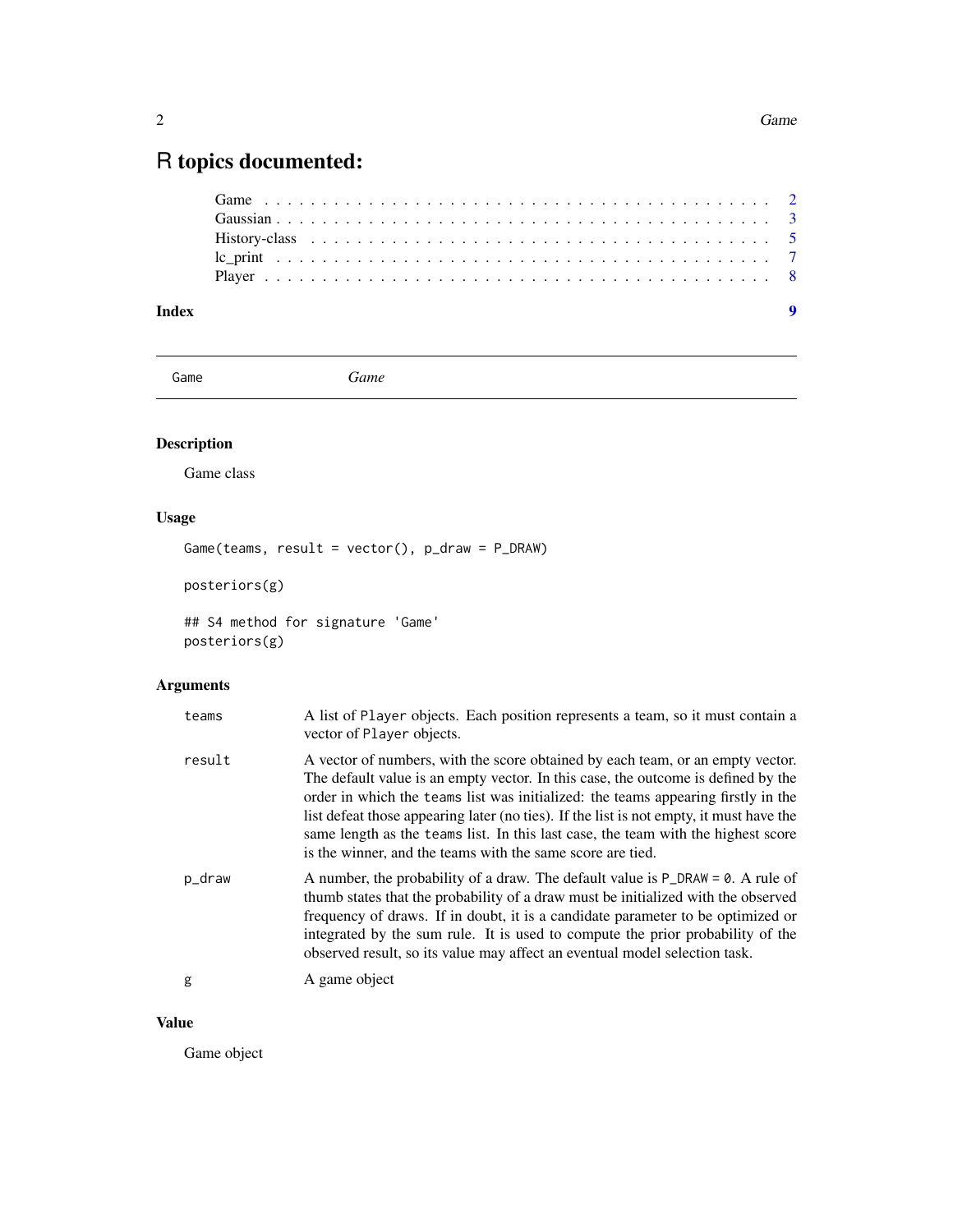# R topics documented:

Game . . . . . . . . . . . . . . . . . . . . . . . . . . . . . . . . . . . . . . . . . . . 2
Gaussian . . . . . . . . . . . . . . . . . . . . . . . . . . . . . . . . . . . . . . . . . . 3
History-class . . . . . . . . . . . . . . . . . . . . . . . . . . . . . . . . . . . . . . . 5
lc_print . . . . . . . . . . . . . . . . . . . . . . . . . . . . . . . . . . . . . . . . . . 7
Player . . . . . . . . . . . . . . . . . . . . . . . . . . . . . . . . . . . . . . . . . . . 8

**Index** **9**

---

Game *Game*

---

### Description

Game class

### Usage

```
Game(teams, result = vector(), p_draw = P_DRAW)

posteriors(g)

## S4 method for signature 'Game'
posteriors(g)
```

### Arguments

| | |
|---|---|
| teams | A list of Player objects. Each position represents a team, so it must contain a vector of Player objects. |
| result | A vector of numbers, with the score obtained by each team, or an empty vector. The default value is an empty vector. In this case, the outcome is defined by the order in which the teams list was initialized: the teams appearing firstly in the list defeat those appearing later (no ties). If the list is not empty, it must have the same length as the teams list. In this last case, the team with the highest score is the winner, and the teams with the same score are tied. |
| p_draw | A number, the probability of a draw. The default value is P_DRAW = 0. A rule of thumb states that the probability of a draw must be initialized with the observed frequency of draws. If in doubt, it is a candidate parameter to be optimized or integrated by the sum rule. It is used to compute the prior probability of the observed result, so its value may affect an eventual model selection task. |
| g | A game object |

### Value

Game object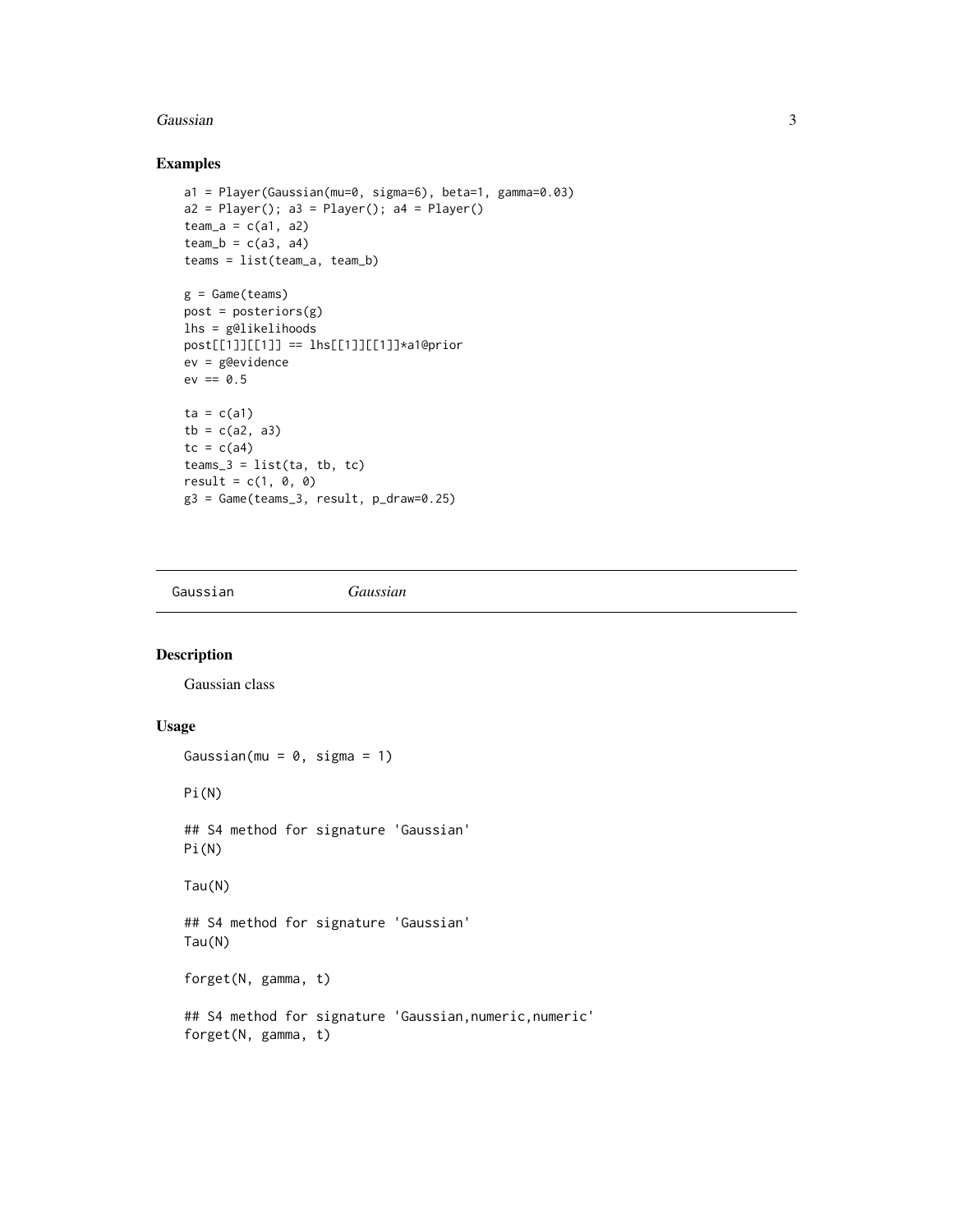## Examples

```
a1 = Player(Gaussian(mu=0, sigma=6), beta=1, gamma=0.03)
a2 = Player(); a3 = Player(); a4 = Player()
team_a = c(a1, a2)
team_b = c(a3, a4)
teams = list(team_a, team_b)

g = Game(teams)
post = posteriors(g)
lhs = g@likelihoods
post[[1]][[1]] == lhs[[1]][[1]]*a1@prior
ev = g@evidence
ev == 0.5

ta = c(a1)
tb = c(a2, a3)
tc = c(a4)
teams_3 = list(ta, tb, tc)
result = c(1, 0, 0)
g3 = Game(teams_3, result, p_draw=0.25)
```

---

Gaussian *Gaussian*

---

## Description

Gaussian class

## Usage

```
Gaussian(mu = 0, sigma = 1)

Pi(N)

## S4 method for signature 'Gaussian'
Pi(N)

Tau(N)

## S4 method for signature 'Gaussian'
Tau(N)

forget(N, gamma, t)

## S4 method for signature 'Gaussian,numeric,numeric'
forget(N, gamma, t)
```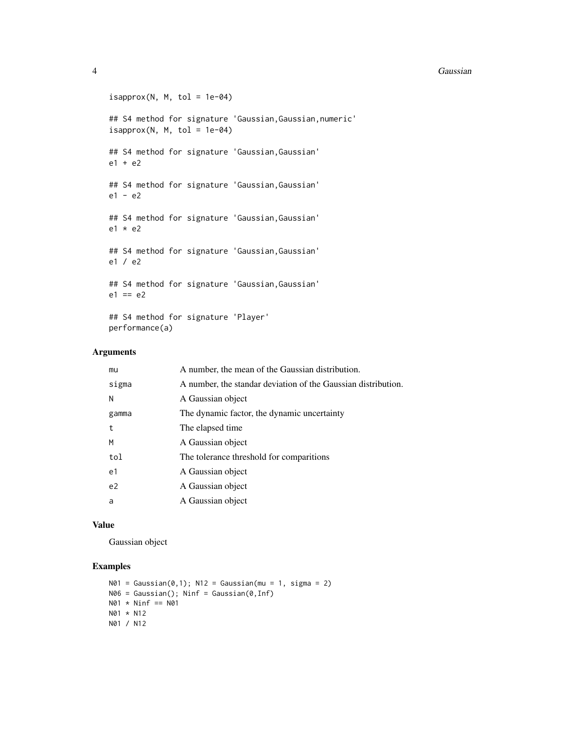```
isapprox(N, M, tol = 1e-04)

## S4 method for signature 'Gaussian,Gaussian,numeric'
isapprox(N, M, tol = 1e-04)

## S4 method for signature 'Gaussian,Gaussian'
e1 + e2

## S4 method for signature 'Gaussian,Gaussian'
e1 - e2

## S4 method for signature 'Gaussian,Gaussian'
e1 * e2

## S4 method for signature 'Gaussian,Gaussian'
e1 / e2

## S4 method for signature 'Gaussian,Gaussian'
e1 == e2

## S4 method for signature 'Player'
performance(a)
```

### Arguments

| | |
|---|---|
| mu | A number, the mean of the Gaussian distribution. |
| sigma | A number, the standar deviation of the Gaussian distribution. |
| N | A Gaussian object |
| gamma | The dynamic factor, the dynamic uncertainty |
| t | The elapsed time |
| M | A Gaussian object |
| tol | The tolerance threshold for comparitions |
| e1 | A Gaussian object |
| e2 | A Gaussian object |
| a | A Gaussian object |

### Value

Gaussian object

### Examples

```
N01 = Gaussian(0,1); N12 = Gaussian(mu = 1, sigma = 2)
N06 = Gaussian(); Ninf = Gaussian(0,Inf)
N01 * Ninf == N01
N01 * N12
N01 / N12
```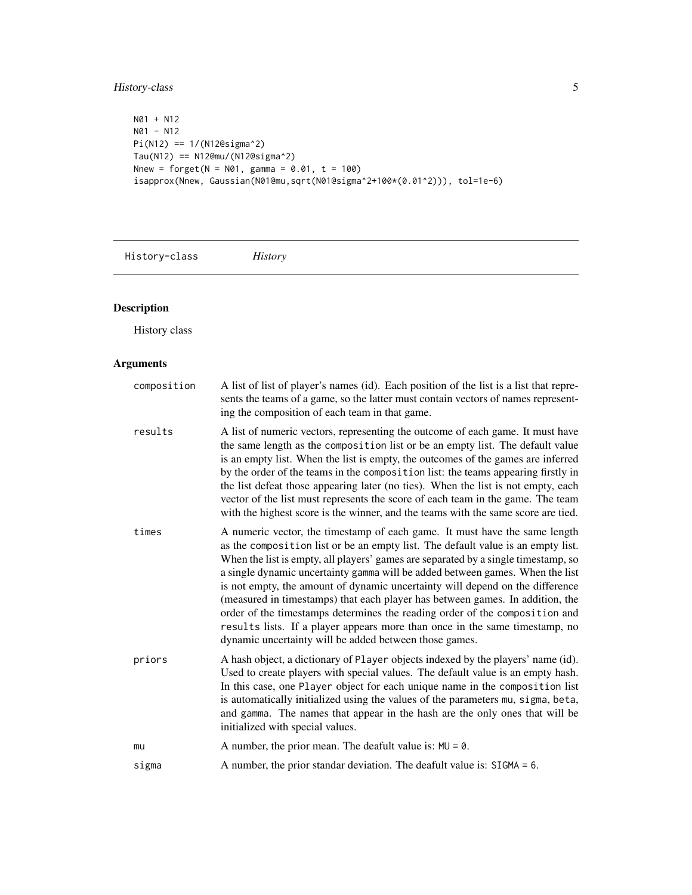```
N01 + N12
N01 - N12
Pi(N12) == 1/(N12@sigma^2)
Tau(N12) == N12@mu/(N12@sigma^2)
Nnew = forget(N = N01, gamma = 0.01, t = 100)
isapprox(Nnew, Gaussian(N01@mu,sqrt(N01@sigma^2+100*(0.01^2))), tol=1e-6)
```

---

`History-class` *History*

---

## Description

History class

## Arguments

| | |
|---|---|
| `composition` | A list of list of player's names (id). Each position of the list is a list that represents the teams of a game, so the latter must contain vectors of names representing the composition of each team in that game. |
| `results` | A list of numeric vectors, representing the outcome of each game. It must have the same length as the `composition` list or be an empty list. The default value is an empty list. When the list is empty, the outcomes of the games are inferred by the order of the teams in the `composition` list: the teams appearing firstly in the list defeat those appearing later (no ties). When the list is not empty, each vector of the list must represents the score of each team in the game. The team with the highest score is the winner, and the teams with the same score are tied. |
| `times` | A numeric vector, the timestamp of each game. It must have the same length as the `composition` list or be an empty list. The default value is an empty list. When the list is empty, all players' games are separated by a single timestamp, so a single dynamic uncertainty `gamma` will be added between games. When the list is not empty, the amount of dynamic uncertainty will depend on the difference (measured in timestamps) that each player has between games. In addition, the order of the timestamps determines the reading order of the `composition` and `results` lists. If a player appears more than once in the same timestamp, no dynamic uncertainty will be added between those games. |
| `priors` | A hash object, a dictionary of `Player` objects indexed by the players' name (id). Used to create players with special values. The default value is an empty hash. In this case, one `Player` object for each unique name in the `composition` list is automatically initialized using the values of the parameters `mu`, `sigma`, `beta`, and `gamma`. The names that appear in the hash are the only ones that will be initialized with special values. |
| `mu` | A number, the prior mean. The deafult value is: `MU = 0`. |
| `sigma` | A number, the prior standar deviation. The deafult value is: `SIGMA = 6`. |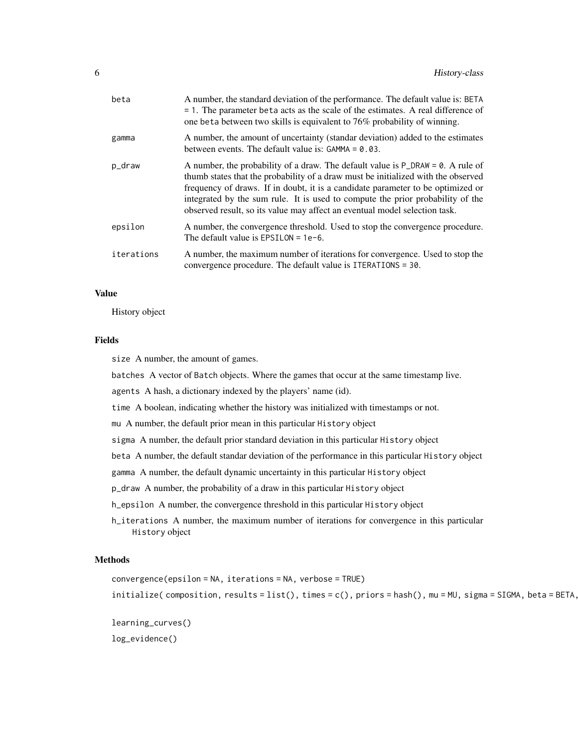| | |
|---|---|
| `beta` | A number, the standard deviation of the performance. The default value is: `BETA = 1`. The parameter `beta` acts as the scale of the estimates. A real difference of one `beta` between two skills is equivalent to 76% probability of winning. |
| `gamma` | A number, the amount of uncertainty (standar deviation) added to the estimates between events. The default value is: `GAMMA = 0.03`. |
| `p_draw` | A number, the probability of a draw. The default value is `P_DRAW = 0`. A rule of thumb states that the probability of a draw must be initialized with the observed frequency of draws. If in doubt, it is a candidate parameter to be optimized or integrated by the sum rule. It is used to compute the prior probability of the observed result, so its value may affect an eventual model selection task. |
| `epsilon` | A number, the convergence threshold. Used to stop the convergence procedure. The default value is `EPSILON = 1e-6`. |
| `iterations` | A number, the maximum number of iterations for convergence. Used to stop the convergence procedure. The default value is `ITERATIONS = 30`. |

## Value

History object

## Fields

`size` A number, the amount of games.

`batches` A vector of `Batch` objects. Where the games that occur at the same timestamp live.

`agents` A hash, a dictionary indexed by the players' name (id).

`time` A boolean, indicating whether the history was initialized with timestamps or not.

`mu` A number, the default prior mean in this particular `History` object

`sigma` A number, the default prior standard deviation in this particular `History` object

`beta` A number, the default standar deviation of the performance in this particular `History` object

`gamma` A number, the default dynamic uncertainty in this particular `History` object

`p_draw` A number, the probability of a draw in this particular `History` object

`h_epsilon` A number, the convergence threshold in this particular `History` object

`h_iterations` A number, the maximum number of iterations for convergence in this particular `History` object

## Methods

`convergence(epsilon = NA, iterations = NA, verbose = TRUE)`

`initialize( composition, results = list(), times = c(), priors = hash(), mu = MU, sigma = SIGMA, beta = BETA,`

`learning_curves()`

`log_evidence()`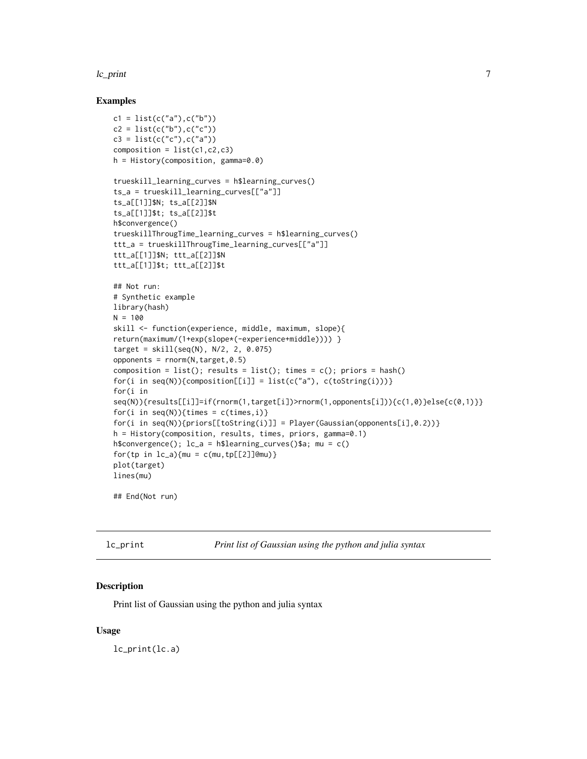### Examples

```
c1 = list(c("a"),c("b"))
c2 = list(c("b"),c("c"))
c3 = list(c("c"),c("a"))
composition = list(c1,c2,c3)
h = History(composition, gamma=0.0)

trueskill_learning_curves = h$learning_curves()
ts_a = trueskill_learning_curves[["a"]]
ts_a[[1]]$N; ts_a[[2]]$N
ts_a[[1]]$t; ts_a[[2]]$t
h$convergence()
trueskillThrougTime_learning_curves = h$learning_curves()
ttt_a = trueskillThrougTime_learning_curves[["a"]]
ttt_a[[1]]$N; ttt_a[[2]]$N
ttt_a[[1]]$t; ttt_a[[2]]$t

## Not run:
# Synthetic example
library(hash)
N = 100
skill <- function(experience, middle, maximum, slope){
return(maximum/(1+exp(slope*(-experience+middle)))) }
target = skill(seq(N), N/2, 2, 0.075)
opponents = rnorm(N,target,0.5)
composition = list(); results = list(); times = c(); priors = hash()
for(i in seq(N)){composition[[i]] = list(c("a"), c(toString(i)))}
for(i in
seq(N)){results[[i]]=if(rnorm(1,target[i])>rnorm(1,opponents[i])){c(1,0)}else{c(0,1)}}
for(i in seq(N)){times = c(times,i)}
for(i in seq(N)){priors[[toString(i)]] = Player(Gaussian(opponents[i],0.2))}
h = History(composition, results, times, priors, gamma=0.1)
h$convergence(); lc_a = h$learning_curves()$a; mu = c()
for(tp in lc_a){mu = c(mu,tp[[2]]@mu)}
plot(target)
lines(mu)

## End(Not run)
```

## lc_print — *Print list of Gaussian using the python and julia syntax*

### Description

Print list of Gaussian using the python and julia syntax

### Usage

```
lc_print(lc.a)
```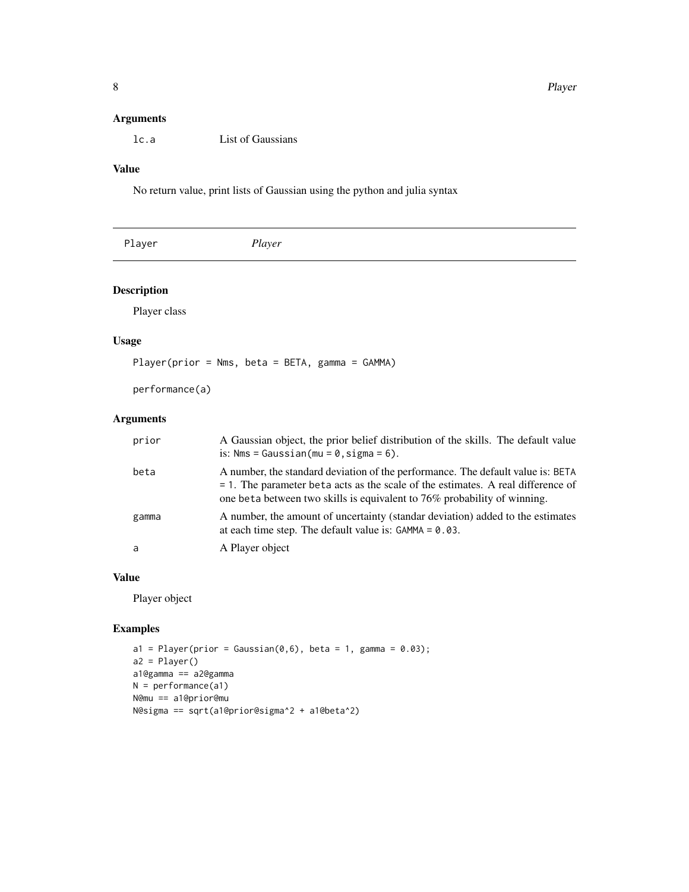### Arguments

| | |
|---|---|
| lc.a | List of Gaussians |

### Value

No return value, print lists of Gaussian using the python and julia syntax

---

## Player *Player*

---

### Description

Player class

### Usage

```
Player(prior = Nms, beta = BETA, gamma = GAMMA)

performance(a)
```

### Arguments

| | |
|---|---|
| prior | A Gaussian object, the prior belief distribution of the skills. The default value is: `Nms = Gaussian(mu = 0, sigma = 6)`. |
| beta | A number, the standard deviation of the performance. The default value is: `BETA = 1`. The parameter `beta` acts as the scale of the estimates. A real difference of one `beta` between two skills is equivalent to 76% probability of winning. |
| gamma | A number, the amount of uncertainty (standar deviation) added to the estimates at each time step. The default value is: `GAMMA = 0.03`. |
| a | A Player object |

### Value

Player object

### Examples

```
a1 = Player(prior = Gaussian(0,6), beta = 1, gamma = 0.03);
a2 = Player()
a1@gamma == a2@gamma
N = performance(a1)
N@mu == a1@prior@mu
N@sigma == sqrt(a1@prior@sigma^2 + a1@beta^2)
```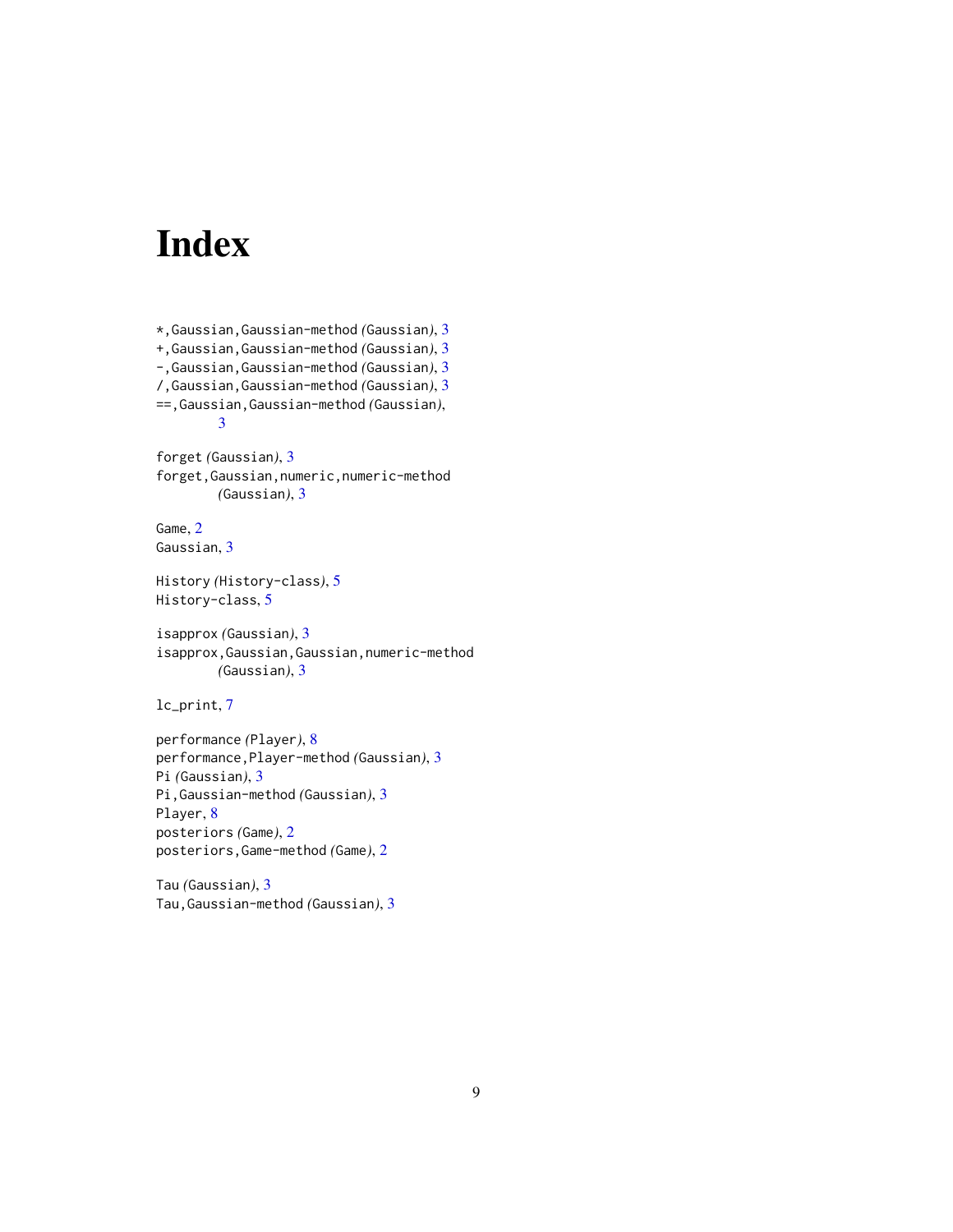# Index

*,Gaussian,Gaussian-method *(*Gaussian*)*, 3
+,Gaussian,Gaussian-method *(*Gaussian*)*, 3
-,Gaussian,Gaussian-method *(*Gaussian*)*, 3
/,Gaussian,Gaussian-method *(*Gaussian*)*, 3
==,Gaussian,Gaussian-method *(*Gaussian*)*, 3

forget *(*Gaussian*)*, 3
forget,Gaussian,numeric,numeric-method *(*Gaussian*)*, 3

Game, 2
Gaussian, 3

History *(*History-class*)*, 5
History-class, 5

isapprox *(*Gaussian*)*, 3
isapprox,Gaussian,Gaussian,numeric-method *(*Gaussian*)*, 3

lc_print, 7

performance *(*Player*)*, 8
performance,Player-method *(*Gaussian*)*, 3
Pi *(*Gaussian*)*, 3
Pi,Gaussian-method *(*Gaussian*)*, 3
Player, 8
posteriors *(*Game*)*, 2
posteriors,Game-method *(*Game*)*, 2

Tau *(*Gaussian*)*, 3
Tau,Gaussian-method *(*Gaussian*)*, 3